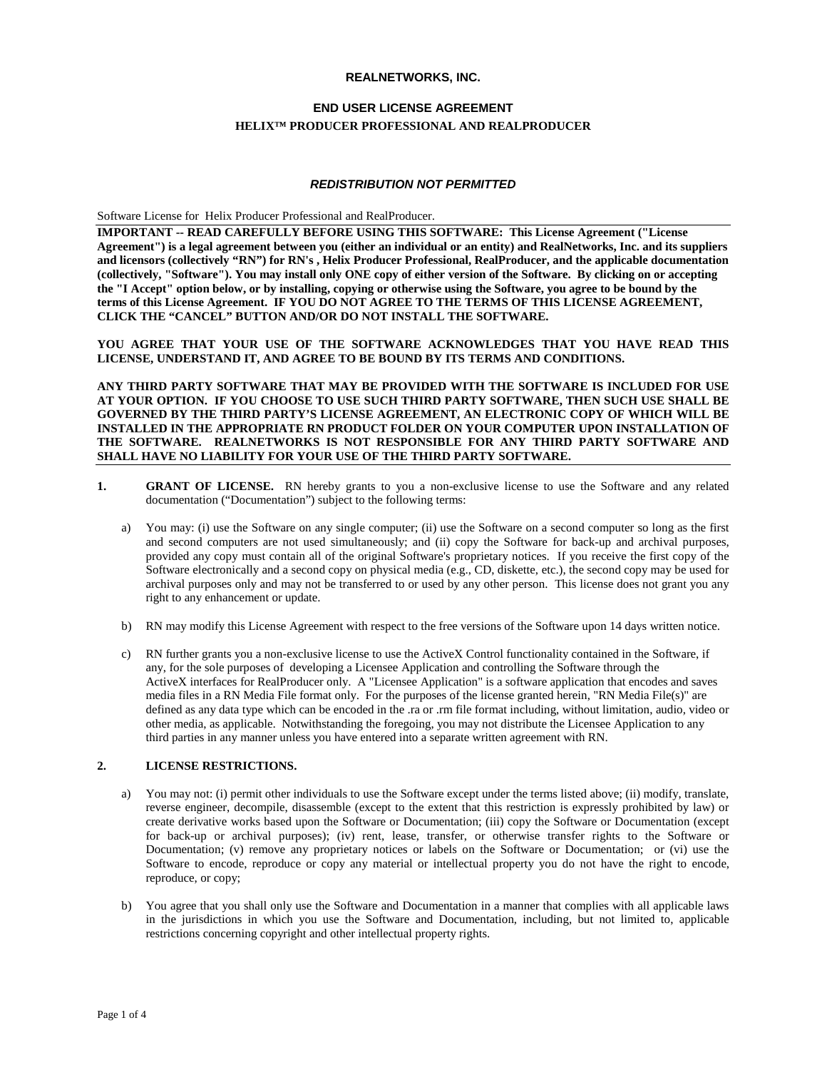**REALNETWORKS, INC.**

**END USER LICENSE AGREEMENT**

**HELIX™ PRODUCER PROFESSIONAL AND REALPRODUCER**

***REDISTRIBUTION NOT PERMITTED***

Software License for Helix Producer Professional and RealProducer.

**IMPORTANT -- READ CAREFULLY BEFORE USING THIS SOFTWARE: This License Agreement ("License Agreement") is a legal agreement between you (either an individual or an entity) and RealNetworks, Inc. and its suppliers and licensors (collectively "RN") for RN's , Helix Producer Professional, RealProducer, and the applicable documentation (collectively, "Software"). You may install only ONE copy of either version of the Software. By clicking on or accepting the "I Accept" option below, or by installing, copying or otherwise using the Software, you agree to be bound by the terms of this License Agreement. IF YOU DO NOT AGREE TO THE TERMS OF THIS LICENSE AGREEMENT, CLICK THE "CANCEL" BUTTON AND/OR DO NOT INSTALL THE SOFTWARE.**

**YOU AGREE THAT YOUR USE OF THE SOFTWARE ACKNOWLEDGES THAT YOU HAVE READ THIS LICENSE, UNDERSTAND IT, AND AGREE TO BE BOUND BY ITS TERMS AND CONDITIONS.**

**ANY THIRD PARTY SOFTWARE THAT MAY BE PROVIDED WITH THE SOFTWARE IS INCLUDED FOR USE AT YOUR OPTION. IF YOU CHOOSE TO USE SUCH THIRD PARTY SOFTWARE, THEN SUCH USE SHALL BE GOVERNED BY THE THIRD PARTY'S LICENSE AGREEMENT, AN ELECTRONIC COPY OF WHICH WILL BE INSTALLED IN THE APPROPRIATE RN PRODUCT FOLDER ON YOUR COMPUTER UPON INSTALLATION OF THE SOFTWARE. REALNETWORKS IS NOT RESPONSIBLE FOR ANY THIRD PARTY SOFTWARE AND SHALL HAVE NO LIABILITY FOR YOUR USE OF THE THIRD PARTY SOFTWARE.**

**1. GRANT OF LICENSE.** RN hereby grants to you a non-exclusive license to use the Software and any related documentation ("Documentation") subject to the following terms:

a) You may: (i) use the Software on any single computer; (ii) use the Software on a second computer so long as the first and second computers are not used simultaneously; and (ii) copy the Software for back-up and archival purposes, provided any copy must contain all of the original Software's proprietary notices. If you receive the first copy of the Software electronically and a second copy on physical media (e.g., CD, diskette, etc.), the second copy may be used for archival purposes only and may not be transferred to or used by any other person. This license does not grant you any right to any enhancement or update.

b) RN may modify this License Agreement with respect to the free versions of the Software upon 14 days written notice.

c) RN further grants you a non-exclusive license to use the ActiveX Control functionality contained in the Software, if any, for the sole purposes of developing a Licensee Application and controlling the Software through the ActiveX interfaces for RealProducer only. A "Licensee Application" is a software application that encodes and saves media files in a RN Media File format only. For the purposes of the license granted herein, "RN Media File(s)" are defined as any data type which can be encoded in the .ra or .rm file format including, without limitation, audio, video or other media, as applicable. Notwithstanding the foregoing, you may not distribute the Licensee Application to any third parties in any manner unless you have entered into a separate written agreement with RN.

**2. LICENSE RESTRICTIONS.**

a) You may not: (i) permit other individuals to use the Software except under the terms listed above; (ii) modify, translate, reverse engineer, decompile, disassemble (except to the extent that this restriction is expressly prohibited by law) or create derivative works based upon the Software or Documentation; (iii) copy the Software or Documentation (except for back-up or archival purposes); (iv) rent, lease, transfer, or otherwise transfer rights to the Software or Documentation; (v) remove any proprietary notices or labels on the Software or Documentation; or (vi) use the Software to encode, reproduce or copy any material or intellectual property you do not have the right to encode, reproduce, or copy;

b) You agree that you shall only use the Software and Documentation in a manner that complies with all applicable laws in the jurisdictions in which you use the Software and Documentation, including, but not limited to, applicable restrictions concerning copyright and other intellectual property rights.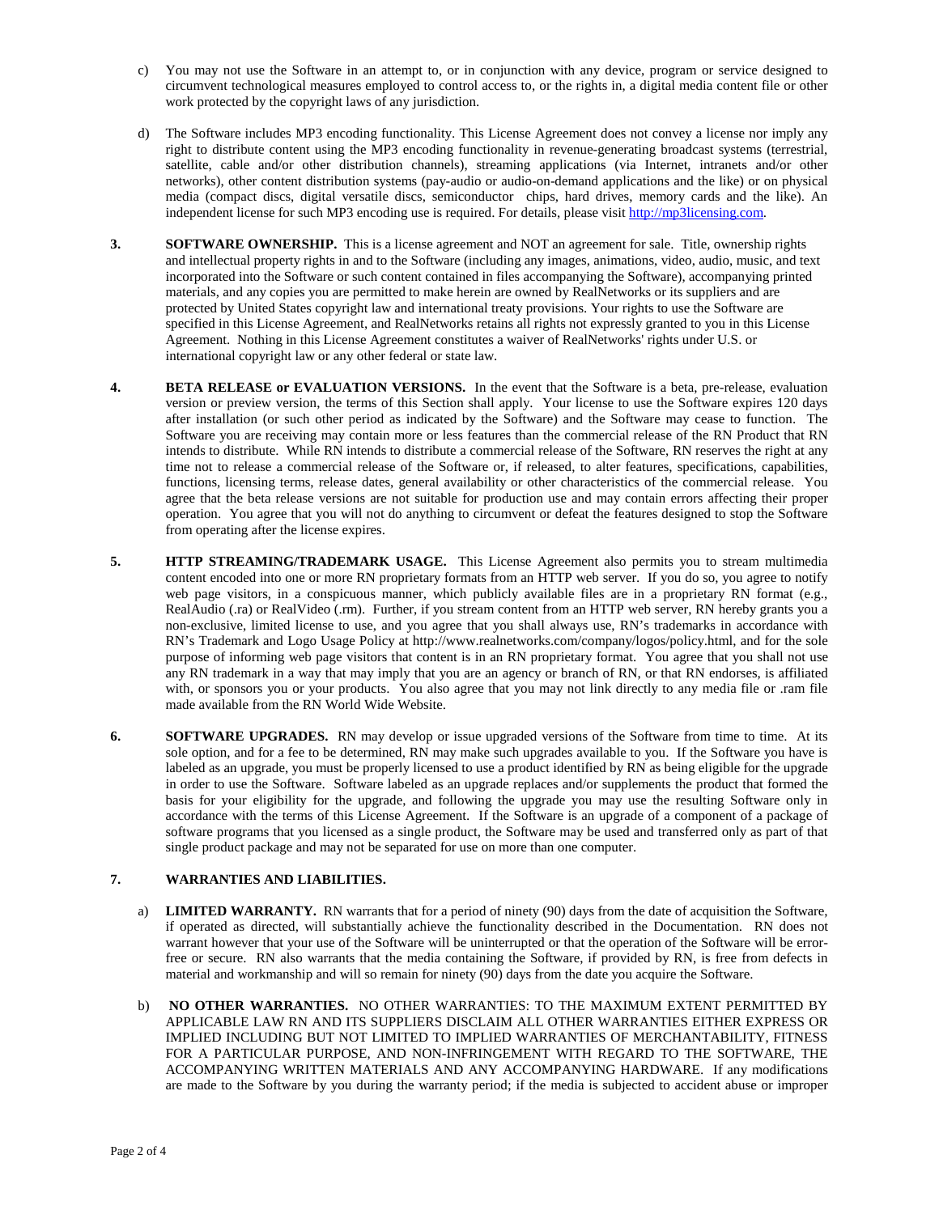c) You may not use the Software in an attempt to, or in conjunction with any device, program or service designed to circumvent technological measures employed to control access to, or the rights in, a digital media content file or other work protected by the copyright laws of any jurisdiction.

d) The Software includes MP3 encoding functionality. This License Agreement does not convey a license nor imply any right to distribute content using the MP3 encoding functionality in revenue-generating broadcast systems (terrestrial, satellite, cable and/or other distribution channels), streaming applications (via Internet, intranets and/or other networks), other content distribution systems (pay-audio or audio-on-demand applications and the like) or on physical media (compact discs, digital versatile discs, semiconductor chips, hard drives, memory cards and the like). An independent license for such MP3 encoding use is required. For details, please visit http://mp3licensing.com.

**3. SOFTWARE OWNERSHIP.** This is a license agreement and NOT an agreement for sale. Title, ownership rights and intellectual property rights in and to the Software (including any images, animations, video, audio, music, and text incorporated into the Software or such content contained in files accompanying the Software), accompanying printed materials, and any copies you are permitted to make herein are owned by RealNetworks or its suppliers and are protected by United States copyright law and international treaty provisions. Your rights to use the Software are specified in this License Agreement, and RealNetworks retains all rights not expressly granted to you in this License Agreement. Nothing in this License Agreement constitutes a waiver of RealNetworks' rights under U.S. or international copyright law or any other federal or state law.

**4. BETA RELEASE or EVALUATION VERSIONS.** In the event that the Software is a beta, pre-release, evaluation version or preview version, the terms of this Section shall apply. Your license to use the Software expires 120 days after installation (or such other period as indicated by the Software) and the Software may cease to function. The Software you are receiving may contain more or less features than the commercial release of the RN Product that RN intends to distribute. While RN intends to distribute a commercial release of the Software, RN reserves the right at any time not to release a commercial release of the Software or, if released, to alter features, specifications, capabilities, functions, licensing terms, release dates, general availability or other characteristics of the commercial release. You agree that the beta release versions are not suitable for production use and may contain errors affecting their proper operation. You agree that you will not do anything to circumvent or defeat the features designed to stop the Software from operating after the license expires.

**5. HTTP STREAMING/TRADEMARK USAGE.** This License Agreement also permits you to stream multimedia content encoded into one or more RN proprietary formats from an HTTP web server. If you do so, you agree to notify web page visitors, in a conspicuous manner, which publicly available files are in a proprietary RN format (e.g., RealAudio (.ra) or RealVideo (.rm). Further, if you stream content from an HTTP web server, RN hereby grants you a non-exclusive, limited license to use, and you agree that you shall always use, RN's trademarks in accordance with RN's Trademark and Logo Usage Policy at http://www.realnetworks.com/company/logos/policy.html, and for the sole purpose of informing web page visitors that content is in an RN proprietary format. You agree that you shall not use any RN trademark in a way that may imply that you are an agency or branch of RN, or that RN endorses, is affiliated with, or sponsors you or your products. You also agree that you may not link directly to any media file or .ram file made available from the RN World Wide Website.

**6. SOFTWARE UPGRADES.** RN may develop or issue upgraded versions of the Software from time to time. At its sole option, and for a fee to be determined, RN may make such upgrades available to you. If the Software you have is labeled as an upgrade, you must be properly licensed to use a product identified by RN as being eligible for the upgrade in order to use the Software. Software labeled as an upgrade replaces and/or supplements the product that formed the basis for your eligibility for the upgrade, and following the upgrade you may use the resulting Software only in accordance with the terms of this License Agreement. If the Software is an upgrade of a component of a package of software programs that you licensed as a single product, the Software may be used and transferred only as part of that single product package and may not be separated for use on more than one computer.

**7. WARRANTIES AND LIABILITIES.**

a) **LIMITED WARRANTY.** RN warrants that for a period of ninety (90) days from the date of acquisition the Software, if operated as directed, will substantially achieve the functionality described in the Documentation. RN does not warrant however that your use of the Software will be uninterrupted or that the operation of the Software will be error-free or secure. RN also warrants that the media containing the Software, if provided by RN, is free from defects in material and workmanship and will so remain for ninety (90) days from the date you acquire the Software.

b) **NO OTHER WARRANTIES.** NO OTHER WARRANTIES: TO THE MAXIMUM EXTENT PERMITTED BY APPLICABLE LAW RN AND ITS SUPPLIERS DISCLAIM ALL OTHER WARRANTIES EITHER EXPRESS OR IMPLIED INCLUDING BUT NOT LIMITED TO IMPLIED WARRANTIES OF MERCHANTABILITY, FITNESS FOR A PARTICULAR PURPOSE, AND NON-INFRINGEMENT WITH REGARD TO THE SOFTWARE, THE ACCOMPANYING WRITTEN MATERIALS AND ANY ACCOMPANYING HARDWARE. If any modifications are made to the Software by you during the warranty period; if the media is subjected to accident abuse or improper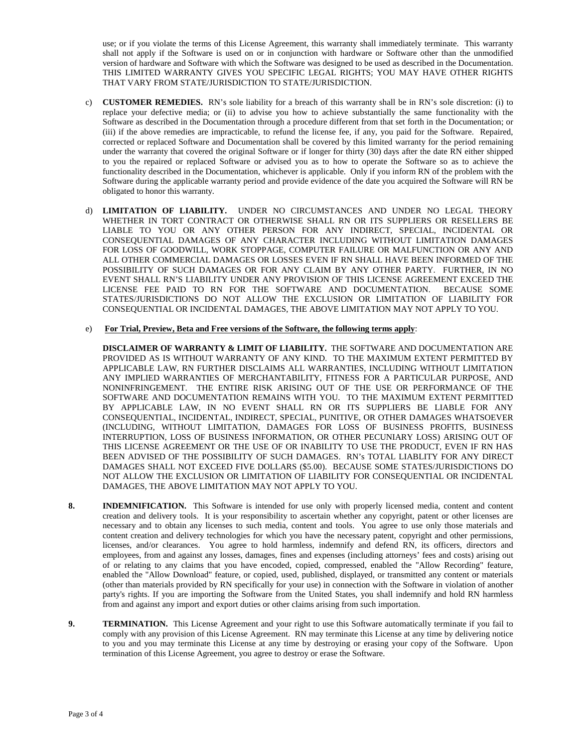use; or if you violate the terms of this License Agreement, this warranty shall immediately terminate. This warranty shall not apply if the Software is used on or in conjunction with hardware or Software other than the unmodified version of hardware and Software with which the Software was designed to be used as described in the Documentation. THIS LIMITED WARRANTY GIVES YOU SPECIFIC LEGAL RIGHTS; YOU MAY HAVE OTHER RIGHTS THAT VARY FROM STATE/JURISDICTION TO STATE/JURISDICTION.

c) **CUSTOMER REMEDIES.** RN's sole liability for a breach of this warranty shall be in RN's sole discretion: (i) to replace your defective media; or (ii) to advise you how to achieve substantially the same functionality with the Software as described in the Documentation through a procedure different from that set forth in the Documentation; or (iii) if the above remedies are impracticable, to refund the license fee, if any, you paid for the Software. Repaired, corrected or replaced Software and Documentation shall be covered by this limited warranty for the period remaining under the warranty that covered the original Software or if longer for thirty (30) days after the date RN either shipped to you the repaired or replaced Software or advised you as to how to operate the Software so as to achieve the functionality described in the Documentation, whichever is applicable. Only if you inform RN of the problem with the Software during the applicable warranty period and provide evidence of the date you acquired the Software will RN be obligated to honor this warranty.

d) **LIMITATION OF LIABILITY.** UNDER NO CIRCUMSTANCES AND UNDER NO LEGAL THEORY WHETHER IN TORT CONTRACT OR OTHERWISE SHALL RN OR ITS SUPPLIERS OR RESELLERS BE LIABLE TO YOU OR ANY OTHER PERSON FOR ANY INDIRECT, SPECIAL, INCIDENTAL OR CONSEQUENTIAL DAMAGES OF ANY CHARACTER INCLUDING WITHOUT LIMITATION DAMAGES FOR LOSS OF GOODWILL, WORK STOPPAGE, COMPUTER FAILURE OR MALFUNCTION OR ANY AND ALL OTHER COMMERCIAL DAMAGES OR LOSSES EVEN IF RN SHALL HAVE BEEN INFORMED OF THE POSSIBILITY OF SUCH DAMAGES OR FOR ANY CLAIM BY ANY OTHER PARTY. FURTHER, IN NO EVENT SHALL RN'S LIABILITY UNDER ANY PROVISION OF THIS LICENSE AGREEMENT EXCEED THE LICENSE FEE PAID TO RN FOR THE SOFTWARE AND DOCUMENTATION. BECAUSE SOME STATES/JURISDICTIONS DO NOT ALLOW THE EXCLUSION OR LIMITATION OF LIABILITY FOR CONSEQUENTIAL OR INCIDENTAL DAMAGES, THE ABOVE LIMITATION MAY NOT APPLY TO YOU.

e) **For Trial, Preview, Beta and Free versions of the Software, the following terms apply**:

**DISCLAIMER OF WARRANTY & LIMIT OF LIABILITY.** THE SOFTWARE AND DOCUMENTATION ARE PROVIDED AS IS WITHOUT WARRANTY OF ANY KIND. TO THE MAXIMUM EXTENT PERMITTED BY APPLICABLE LAW, RN FURTHER DISCLAIMS ALL WARRANTIES, INCLUDING WITHOUT LIMITATION ANY IMPLIED WARRANTIES OF MERCHANTABILITY, FITNESS FOR A PARTICULAR PURPOSE, AND NONINFRINGEMENT. THE ENTIRE RISK ARISING OUT OF THE USE OR PERFORMANCE OF THE SOFTWARE AND DOCUMENTATION REMAINS WITH YOU. TO THE MAXIMUM EXTENT PERMITTED BY APPLICABLE LAW, IN NO EVENT SHALL RN OR ITS SUPPLIERS BE LIABLE FOR ANY CONSEQUENTIAL, INCIDENTAL, INDIRECT, SPECIAL, PUNITIVE, OR OTHER DAMAGES WHATSOEVER (INCLUDING, WITHOUT LIMITATION, DAMAGES FOR LOSS OF BUSINESS PROFITS, BUSINESS INTERRUPTION, LOSS OF BUSINESS INFORMATION, OR OTHER PECUNIARY LOSS) ARISING OUT OF THIS LICENSE AGREEMENT OR THE USE OF OR INABILITY TO USE THE PRODUCT, EVEN IF RN HAS BEEN ADVISED OF THE POSSIBILITY OF SUCH DAMAGES. RN's TOTAL LIABLITY FOR ANY DIRECT DAMAGES SHALL NOT EXCEED FIVE DOLLARS ($5.00). BECAUSE SOME STATES/JURISDICTIONS DO NOT ALLOW THE EXCLUSION OR LIMITATION OF LIABILITY FOR CONSEQUENTIAL OR INCIDENTAL DAMAGES, THE ABOVE LIMITATION MAY NOT APPLY TO YOU.

**8. INDEMNIFICATION.** This Software is intended for use only with properly licensed media, content and content creation and delivery tools. It is your responsibility to ascertain whether any copyright, patent or other licenses are necessary and to obtain any licenses to such media, content and tools. You agree to use only those materials and content creation and delivery technologies for which you have the necessary patent, copyright and other permissions, licenses, and/or clearances. You agree to hold harmless, indemnify and defend RN, its officers, directors and employees, from and against any losses, damages, fines and expenses (including attorneys' fees and costs) arising out of or relating to any claims that you have encoded, copied, compressed, enabled the "Allow Recording" feature, enabled the "Allow Download" feature, or copied, used, published, displayed, or transmitted any content or materials (other than materials provided by RN specifically for your use) in connection with the Software in violation of another party's rights. If you are importing the Software from the United States, you shall indemnify and hold RN harmless from and against any import and export duties or other claims arising from such importation.

**9. TERMINATION.** This License Agreement and your right to use this Software automatically terminate if you fail to comply with any provision of this License Agreement. RN may terminate this License at any time by delivering notice to you and you may terminate this License at any time by destroying or erasing your copy of the Software. Upon termination of this License Agreement, you agree to destroy or erase the Software.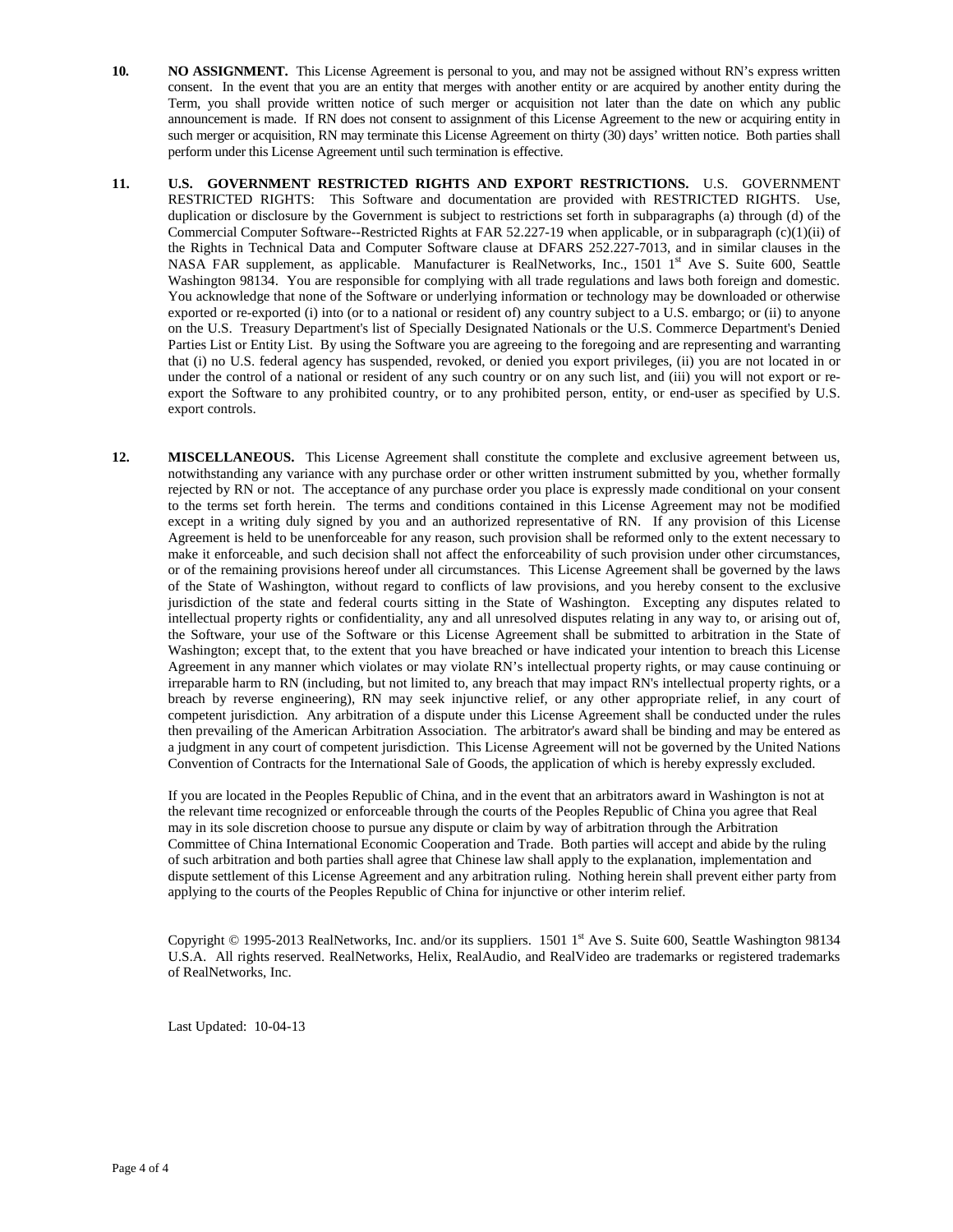**10. NO ASSIGNMENT.** This License Agreement is personal to you, and may not be assigned without RN's express written consent. In the event that you are an entity that merges with another entity or are acquired by another entity during the Term, you shall provide written notice of such merger or acquisition not later than the date on which any public announcement is made. If RN does not consent to assignment of this License Agreement to the new or acquiring entity in such merger or acquisition, RN may terminate this License Agreement on thirty (30) days' written notice. Both parties shall perform under this License Agreement until such termination is effective.

**11. U.S. GOVERNMENT RESTRICTED RIGHTS AND EXPORT RESTRICTIONS.** U.S. GOVERNMENT RESTRICTED RIGHTS: This Software and documentation are provided with RESTRICTED RIGHTS. Use, duplication or disclosure by the Government is subject to restrictions set forth in subparagraphs (a) through (d) of the Commercial Computer Software--Restricted Rights at FAR 52.227-19 when applicable, or in subparagraph (c)(1)(ii) of the Rights in Technical Data and Computer Software clause at DFARS 252.227-7013, and in similar clauses in the NASA FAR supplement, as applicable. Manufacturer is RealNetworks, Inc., 1501 1st Ave S. Suite 600, Seattle Washington 98134. You are responsible for complying with all trade regulations and laws both foreign and domestic. You acknowledge that none of the Software or underlying information or technology may be downloaded or otherwise exported or re-exported (i) into (or to a national or resident of) any country subject to a U.S. embargo; or (ii) to anyone on the U.S. Treasury Department's list of Specially Designated Nationals or the U.S. Commerce Department's Denied Parties List or Entity List. By using the Software you are agreeing to the foregoing and are representing and warranting that (i) no U.S. federal agency has suspended, revoked, or denied you export privileges, (ii) you are not located in or under the control of a national or resident of any such country or on any such list, and (iii) you will not export or re-export the Software to any prohibited country, or to any prohibited person, entity, or end-user as specified by U.S. export controls.

**12. MISCELLANEOUS.** This License Agreement shall constitute the complete and exclusive agreement between us, notwithstanding any variance with any purchase order or other written instrument submitted by you, whether formally rejected by RN or not. The acceptance of any purchase order you place is expressly made conditional on your consent to the terms set forth herein. The terms and conditions contained in this License Agreement may not be modified except in a writing duly signed by you and an authorized representative of RN. If any provision of this License Agreement is held to be unenforceable for any reason, such provision shall be reformed only to the extent necessary to make it enforceable, and such decision shall not affect the enforceability of such provision under other circumstances, or of the remaining provisions hereof under all circumstances. This License Agreement shall be governed by the laws of the State of Washington, without regard to conflicts of law provisions, and you hereby consent to the exclusive jurisdiction of the state and federal courts sitting in the State of Washington. Excepting any disputes related to intellectual property rights or confidentiality, any and all unresolved disputes relating in any way to, or arising out of, the Software, your use of the Software or this License Agreement shall be submitted to arbitration in the State of Washington; except that, to the extent that you have breached or have indicated your intention to breach this License Agreement in any manner which violates or may violate RN's intellectual property rights, or may cause continuing or irreparable harm to RN (including, but not limited to, any breach that may impact RN's intellectual property rights, or a breach by reverse engineering), RN may seek injunctive relief, or any other appropriate relief, in any court of competent jurisdiction. Any arbitration of a dispute under this License Agreement shall be conducted under the rules then prevailing of the American Arbitration Association. The arbitrator's award shall be binding and may be entered as a judgment in any court of competent jurisdiction. This License Agreement will not be governed by the United Nations Convention of Contracts for the International Sale of Goods, the application of which is hereby expressly excluded.

If you are located in the Peoples Republic of China, and in the event that an arbitrators award in Washington is not at the relevant time recognized or enforceable through the courts of the Peoples Republic of China you agree that Real may in its sole discretion choose to pursue any dispute or claim by way of arbitration through the Arbitration Committee of China International Economic Cooperation and Trade. Both parties will accept and abide by the ruling of such arbitration and both parties shall agree that Chinese law shall apply to the explanation, implementation and dispute settlement of this License Agreement and any arbitration ruling. Nothing herein shall prevent either party from applying to the courts of the Peoples Republic of China for injunctive or other interim relief.

Copyright © 1995-2013 RealNetworks, Inc. and/or its suppliers. 1501 1st Ave S. Suite 600, Seattle Washington 98134 U.S.A. All rights reserved. RealNetworks, Helix, RealAudio, and RealVideo are trademarks or registered trademarks of RealNetworks, Inc.

Last Updated: 10-04-13